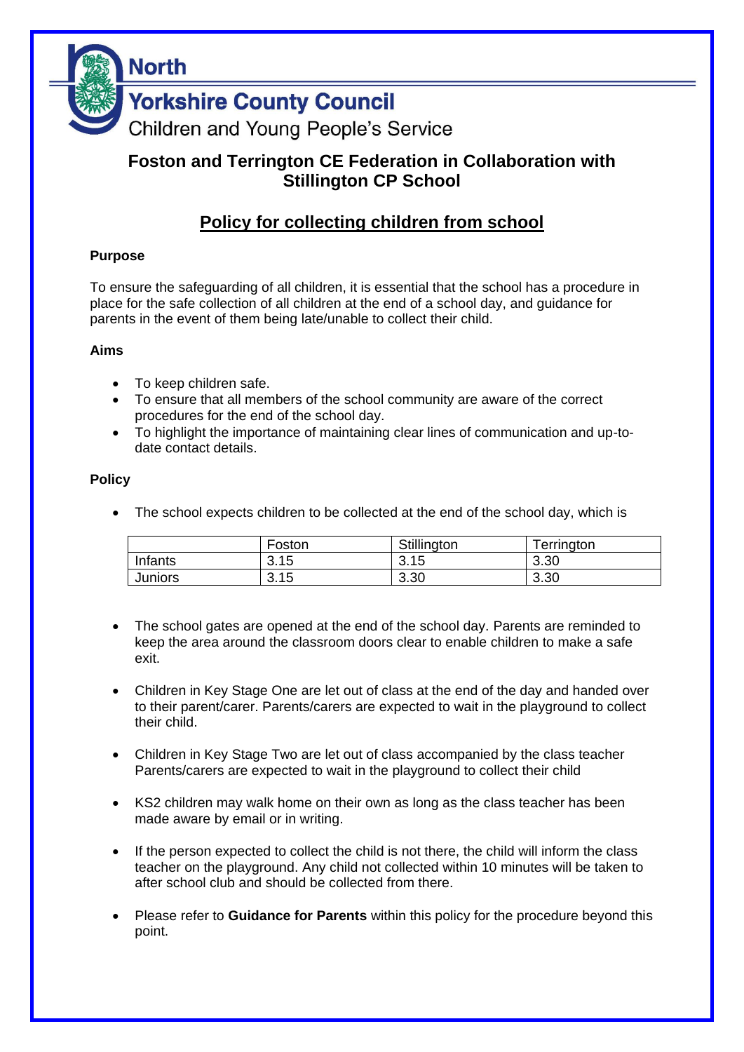North

Yorkshire County Council

Children and Young People's Service

## Foston and Terrington CE Federation in Collaboration with Stillington CP School

# Policy for collecting children from school

### Purpose

To ensure the safeguarding of all children, it is essential that the school has a procedure in place for the safe collection of all children at the end of a school day, and guidance for parents in the event of them being late/unable to collect their child.

### Aims

- To keep children safe.
- To ensure that all members of the school community are aware of the correct procedures for the end of the school day.
- To highlight the importance of maintaining clear lines of communication and up-to-date contact details.

### Policy

- The school expects children to be collected at the end of the school day, which is

| | Foston | Stillington | Terrington |
|---|---|---|---|
| Infants | 3.15 | 3.15 | 3.30 |
| Juniors | 3.15 | 3.30 | 3.30 |

- The school gates are opened at the end of the school day. Parents are reminded to keep the area around the classroom doors clear to enable children to make a safe exit.

- Children in Key Stage One are let out of class at the end of the day and handed over to their parent/carer. Parents/carers are expected to wait in the playground to collect their child.

- Children in Key Stage Two are let out of class accompanied by the class teacher Parents/carers are expected to wait in the playground to collect their child

- KS2 children may walk home on their own as long as the class teacher has been made aware by email or in writing.

- If the person expected to collect the child is not there, the child will inform the class teacher on the playground. Any child not collected within 10 minutes will be taken to after school club and should be collected from there.

- Please refer to **Guidance for Parents** within this policy for the procedure beyond this point.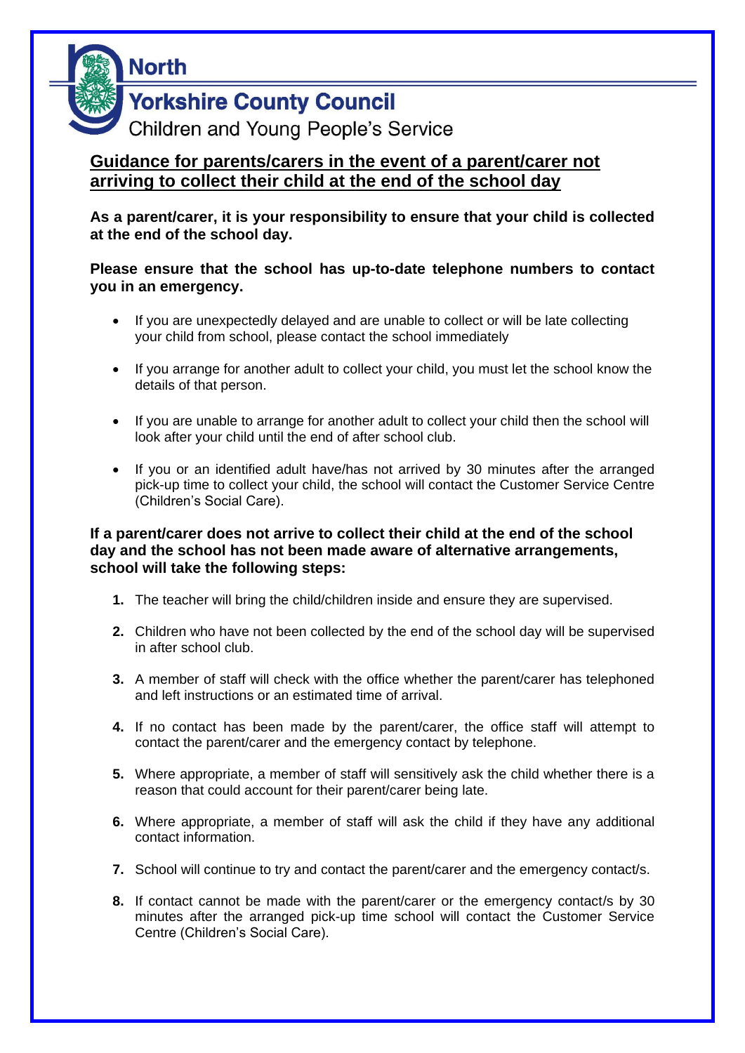North

Yorkshire County Council

Children and Young People's Service

## Guidance for parents/carers in the event of a parent/carer not arriving to collect their child at the end of the school day

**As a parent/carer, it is your responsibility to ensure that your child is collected at the end of the school day.**

**Please ensure that the school has up-to-date telephone numbers to contact you in an emergency.**

- If you are unexpectedly delayed and are unable to collect or will be late collecting your child from school, please contact the school immediately
- If you arrange for another adult to collect your child, you must let the school know the details of that person.
- If you are unable to arrange for another adult to collect your child then the school will look after your child until the end of after school club.
- If you or an identified adult have/has not arrived by 30 minutes after the arranged pick-up time to collect your child, the school will contact the Customer Service Centre (Children's Social Care).

**If a parent/carer does not arrive to collect their child at the end of the school day and the school has not been made aware of alternative arrangements, school will take the following steps:**

1. The teacher will bring the child/children inside and ensure they are supervised.
2. Children who have not been collected by the end of the school day will be supervised in after school club.
3. A member of staff will check with the office whether the parent/carer has telephoned and left instructions or an estimated time of arrival.
4. If no contact has been made by the parent/carer, the office staff will attempt to contact the parent/carer and the emergency contact by telephone.
5. Where appropriate, a member of staff will sensitively ask the child whether there is a reason that could account for their parent/carer being late.
6. Where appropriate, a member of staff will ask the child if they have any additional contact information.
7. School will continue to try and contact the parent/carer and the emergency contact/s.
8. If contact cannot be made with the parent/carer or the emergency contact/s by 30 minutes after the arranged pick-up time school will contact the Customer Service Centre (Children's Social Care).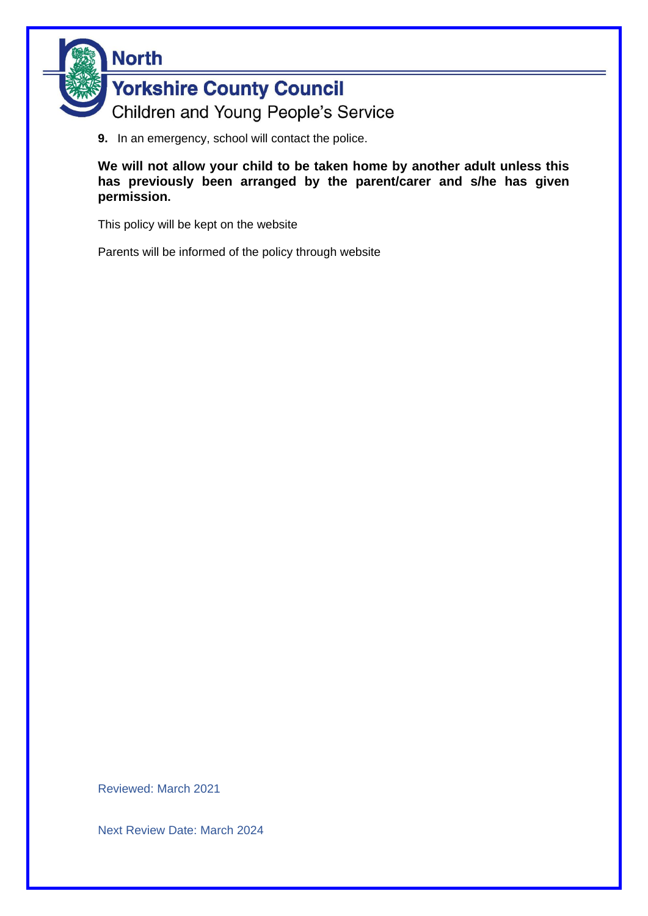9. In an emergency, school will contact the police.

**We will not allow your child to be taken home by another adult unless this has previously been arranged by the parent/carer and s/he has given permission.**

This policy will be kept on the website

Parents will be informed of the policy through website

Reviewed: March 2021

Next Review Date: March 2024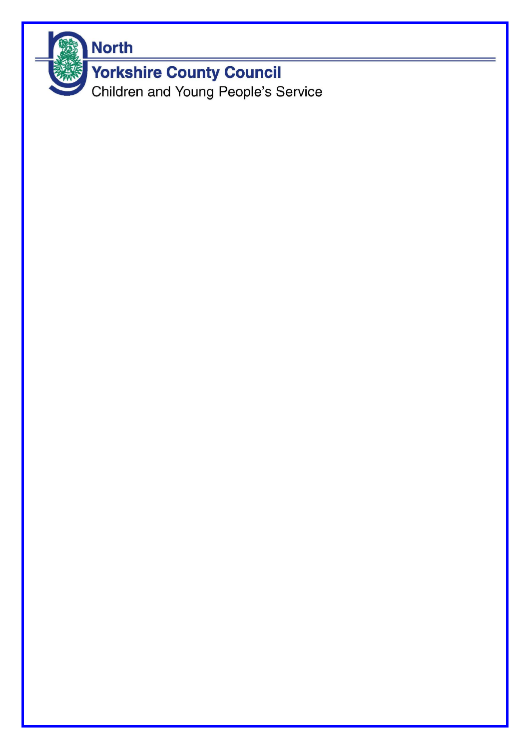North

Yorkshire County Council

Children and Young People's Service